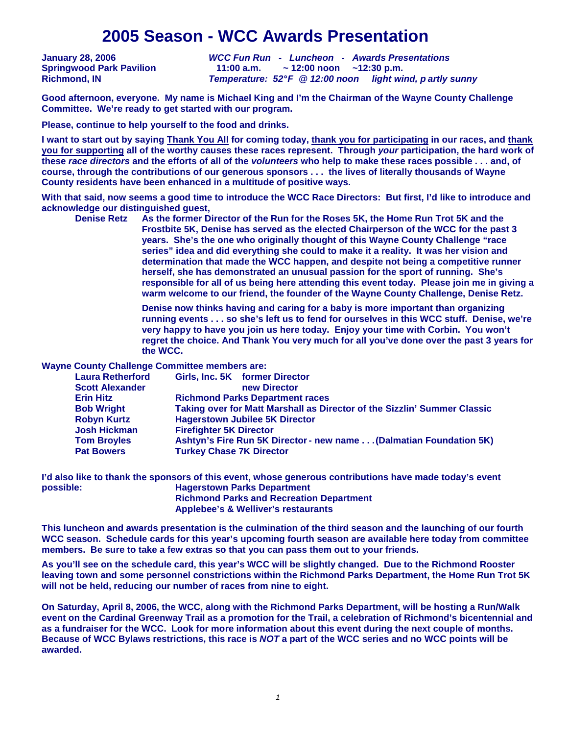# 2005 Season - WCC Awards Presentation

**January 28, 2006** — *WCC Fun Run - Luncheon - Awards Presentations*
**Springwood Park Pavilion** — 11:00 a.m. ~ 12:00 noon ~12:30 p.m.
**Richmond, IN** — *Temperature: 52°F @ 12:00 noon light wind, p artly sunny*

**Good afternoon, everyone. My name is Michael King and I'm the Chairman of the Wayne County Challenge Committee. We're ready to get started with our program.**

**Please, continue to help yourself to the food and drinks.**

**I want to start out by saying Thank You All for coming today, thank you for participating in our races, and thank you for supporting all of the worthy causes these races represent. Through *your* participation, the hard work of these *race directors* and the efforts of all of the *volunteers* who help to make these races possible . . . and, of course, through the contributions of our generous sponsors . . . the lives of literally thousands of Wayne County residents have been enhanced in a multitude of positive ways.**

**With that said, now seems a good time to introduce the WCC Race Directors: But first, I'd like to introduce and acknowledge our distinguished guest,**

**Denise Retz** — **As the former Director of the Run for the Roses 5K, the Home Run Trot 5K and the Frostbite 5K, Denise has served as the elected Chairperson of the WCC for the past 3 years. She's the one who originally thought of this Wayne County Challenge "race series" idea and did everything she could to make it a reality. It was her vision and determination that made the WCC happen, and despite not being a competitive runner herself, she has demonstrated an unusual passion for the sport of running. She's responsible for all of us being here attending this event today. Please join me in giving a warm welcome to our friend, the founder of the Wayne County Challenge, Denise Retz.**

**Denise now thinks having and caring for a baby is more important than organizing running events . . . so she's left us to fend for ourselves in this WCC stuff. Denise, we're very happy to have you join us here today. Enjoy your time with Corbin. You won't regret the choice. And Thank You very much for all you've done over the past 3 years for the WCC.**

**Wayne County Challenge Committee members are:**

| | |
|---|---|
| **Laura Retherford** | **Girls, Inc. 5K former Director** |
| **Scott Alexander** | **new Director** |
| **Erin Hitz** | **Richmond Parks Department races** |
| **Bob Wright** | **Taking over for Matt Marshall as Director of the Sizzlin' Summer Classic** |
| **Robyn Kurtz** | **Hagerstown Jubilee 5K Director** |
| **Josh Hickman** | **Firefighter 5K Director** |
| **Tom Broyles** | **Ashtyn's Fire Run 5K Director - new name . . . (Dalmatian Foundation 5K)** |
| **Pat Bowers** | **Turkey Chase 7K Director** |

**I'd also like to thank the sponsors of this event, whose generous contributions have made today's event possible:**

**Hagerstown Parks Department**
**Richmond Parks and Recreation Department**
**Applebee's & Welliver's restaurants**

**This luncheon and awards presentation is the culmination of the third season and the launching of our fourth WCC season. Schedule cards for this year's upcoming fourth season are available here today from committee members. Be sure to take a few extras so that you can pass them out to your friends.**

**As you'll see on the schedule card, this year's WCC will be slightly changed. Due to the Richmond Rooster leaving town and some personnel constrictions within the Richmond Parks Department, the Home Run Trot 5K will not be held, reducing our number of races from nine to eight.**

**On Saturday, April 8, 2006, the WCC, along with the Richmond Parks Department, will be hosting a Run/Walk event on the Cardinal Greenway Trail as a promotion for the Trail, a celebration of Richmond's bicentennial and as a fundraiser for the WCC. Look for more information about this event during the next couple of months. Because of WCC Bylaws restrictions, this race is *NOT* a part of the WCC series and no WCC points will be awarded.**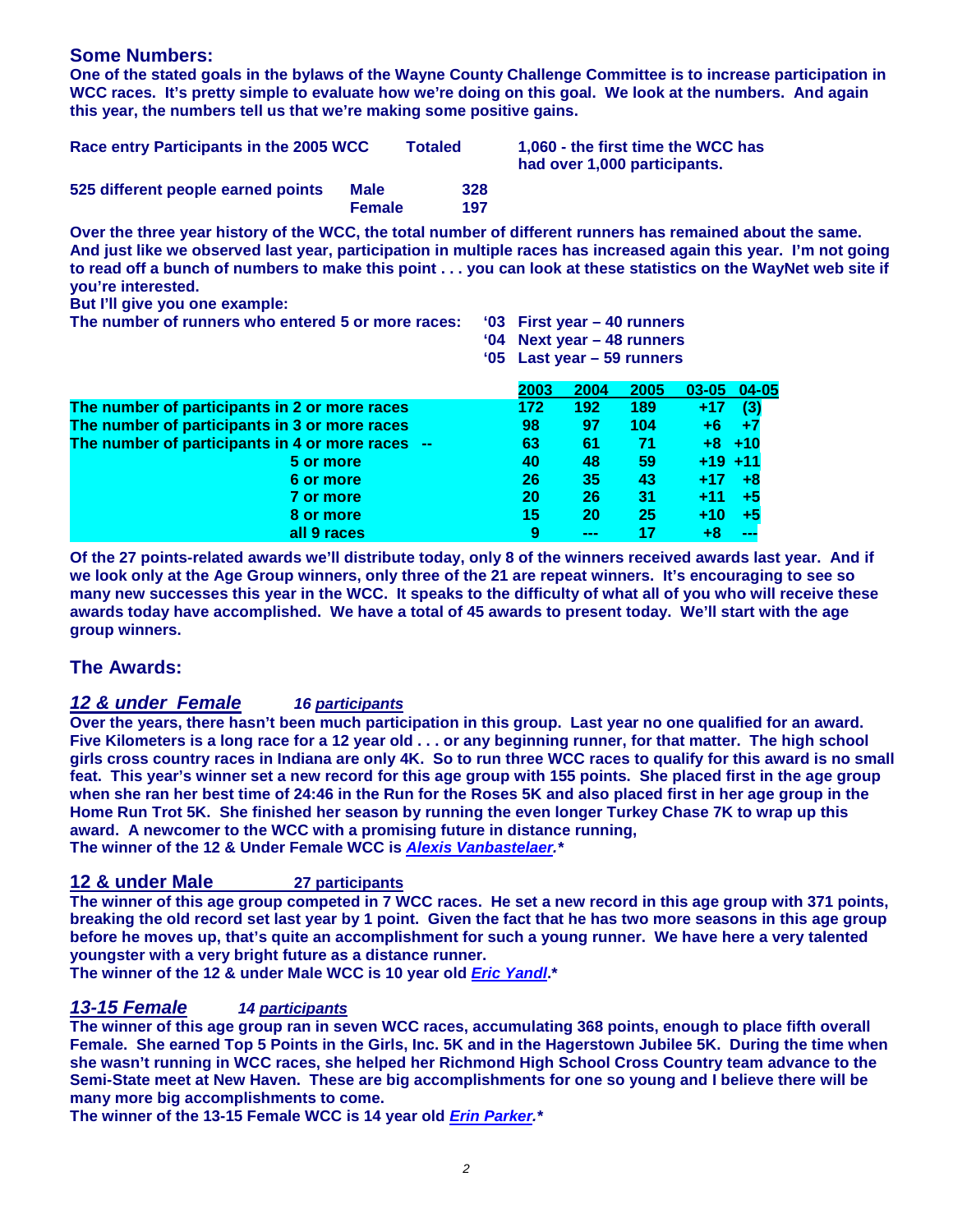## Some Numbers:

**One of the stated goals in the bylaws of the Wayne County Challenge Committee is to increase participation in WCC races. It's pretty simple to evaluate how we're doing on this goal. We look at the numbers. And again this year, the numbers tell us that we're making some positive gains.**

**Race entry Participants in the 2005 WCC Totaled 1,060 - the first time the WCC has had over 1,000 participants.**

**525 different people earned points**

| | |
|---|---|
| **Male** | **328** |
| **Female** | **197** |

**Over the three year history of the WCC, the total number of different runners has remained about the same. And just like we observed last year, participation in multiple races has increased again this year. I'm not going to read off a bunch of numbers to make this point . . . you can look at these statistics on the WayNet web site if you're interested.**

**But I'll give you one example:**

**The number of runners who entered 5 or more races:**
- **'03 First year – 40 runners**
- **'04 Next year – 48 runners**
- **'05 Last year – 59 runners**

| | 2003 | 2004 | 2005 | 03-05 | 04-05 |
|---|---|---|---|---|---|
| The number of participants in 2 or more races | 172 | 192 | 189 | +17 | (3) |
| The number of participants in 3 or more races | 98 | 97 | 104 | +6 | +7 |
| The number of participants in 4 or more races -- | 63 | 61 | 71 | +8 | +10 |
| 5 or more | 40 | 48 | 59 | +19 | +11 |
| 6 or more | 26 | 35 | 43 | +17 | +8 |
| 7 or more | 20 | 26 | 31 | +11 | +5 |
| 8 or more | 15 | 20 | 25 | +10 | +5 |
| all 9 races | 9 | --- | 17 | +8 | --- |

**Of the 27 points-related awards we'll distribute today, only 8 of the winners received awards last year. And if we look only at the Age Group winners, only three of the 21 are repeat winners. It's encouraging to see so many new successes this year in the WCC. It speaks to the difficulty of what all of you who will receive these awards today have accomplished. We have a total of 45 awards to present today. We'll start with the age group winners.**

## The Awards:

### *12 & under Female* *16 participants*

**Over the years, there hasn't been much participation in this group. Last year no one qualified for an award. Five Kilometers is a long race for a 12 year old . . . or any beginning runner, for that matter. The high school girls cross country races in Indiana are only 4K. So to run three WCC races to qualify for this award is no small feat. This year's winner set a new record for this age group with 155 points. She placed first in the age group when she ran her best time of 24:46 in the Run for the Roses 5K and also placed first in her age group in the Home Run Trot 5K. She finished her season by running the even longer Turkey Chase 7K to wrap up this award. A newcomer to the WCC with a promising future in distance running,**
**The winner of the 12 & Under Female WCC is *Alexis Vanbastelaer.*\***

### 12 & under Male 27 participants

**The winner of this age group competed in 7 WCC races. He set a new record in this age group with 371 points, breaking the old record set last year by 1 point. Given the fact that he has two more seasons in this age group before he moves up, that's quite an accomplishment for such a young runner. We have here a very talented youngster with a very bright future as a distance runner.**
**The winner of the 12 & under Male WCC is 10 year old *Eric Yandl*.\***

### *13-15 Female* *14 participants*

**The winner of this age group ran in seven WCC races, accumulating 368 points, enough to place fifth overall Female. She earned Top 5 Points in the Girls, Inc. 5K and in the Hagerstown Jubilee 5K. During the time when she wasn't running in WCC races, she helped her Richmond High School Cross Country team advance to the Semi-State meet at New Haven. These are big accomplishments for one so young and I believe there will be many more big accomplishments to come.**
**The winner of the 13-15 Female WCC is 14 year old *Erin Parker.*\***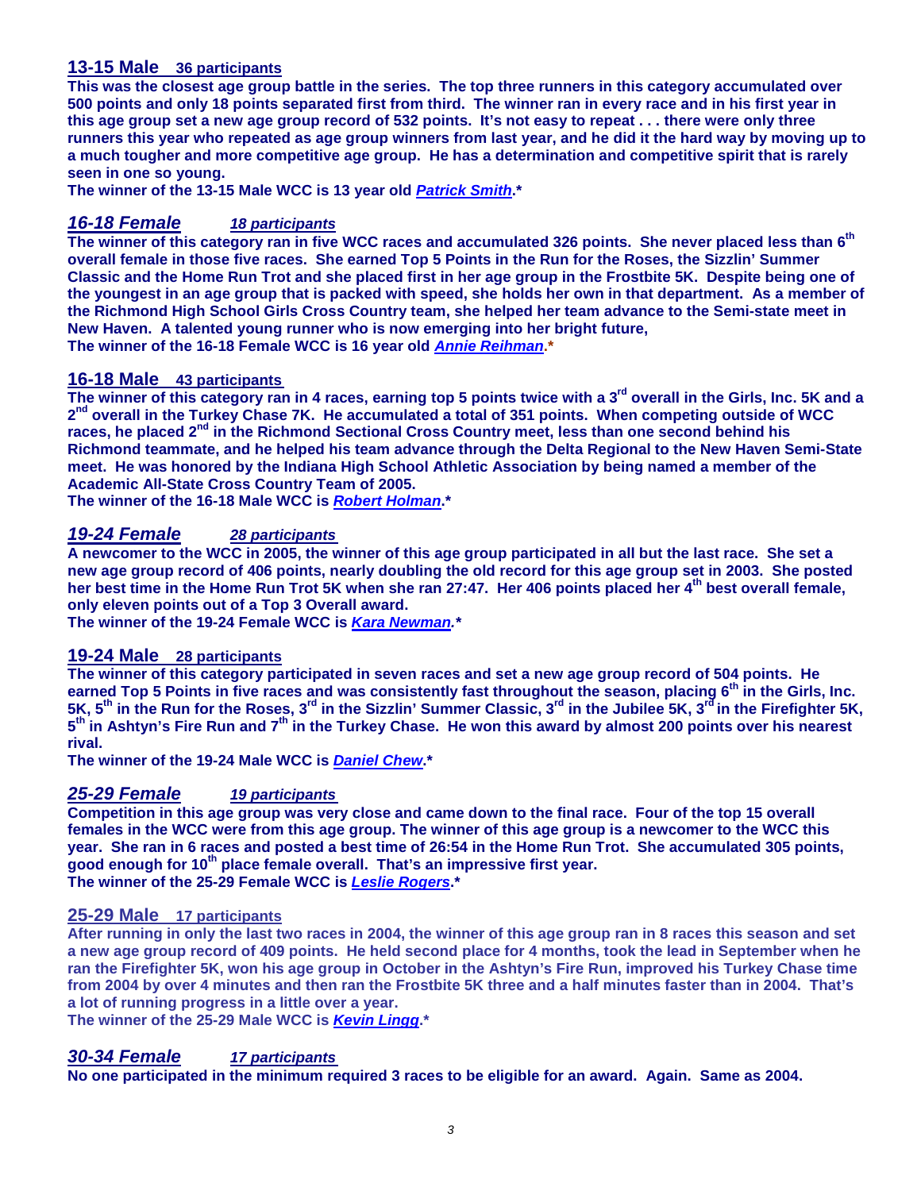## 13-15 Male 36 participants

**This was the closest age group battle in the series. The top three runners in this category accumulated over 500 points and only 18 points separated first from third. The winner ran in every race and in his first year in this age group set a new age group record of 532 points. It's not easy to repeat . . . there were only three runners this year who repeated as age group winners from last year, and he did it the hard way by moving up to a much tougher and more competitive age group. He has a determination and competitive spirit that is rarely seen in one so young.**

**The winner of the 13-15 Male WCC is 13 year old *Patrick Smith*.***

## *16-18 Female* *18 participants*

**The winner of this category ran in five WCC races and accumulated 326 points. She never placed less than 6th overall female in those five races. She earned Top 5 Points in the Run for the Roses, the Sizzlin' Summer Classic and the Home Run Trot and she placed first in her age group in the Frostbite 5K. Despite being one of the youngest in an age group that is packed with speed, she holds her own in that department. As a member of the Richmond High School Girls Cross Country team, she helped her team advance to the Semi-state meet in New Haven. A talented young runner who is now emerging into her bright future,**

**The winner of the 16-18 Female WCC is 16 year old *Annie Reihman*.***

## 16-18 Male 43 participants

**The winner of this category ran in 4 races, earning top 5 points twice with a 3rd overall in the Girls, Inc. 5K and a 2nd overall in the Turkey Chase 7K. He accumulated a total of 351 points. When competing outside of WCC races, he placed 2nd in the Richmond Sectional Cross Country meet, less than one second behind his Richmond teammate, and he helped his team advance through the Delta Regional to the New Haven Semi-State meet. He was honored by the Indiana High School Athletic Association by being named a member of the Academic All-State Cross Country Team of 2005.**

**The winner of the 16-18 Male WCC is *Robert Holman*.***

## *19-24 Female* *28 participants*

**A newcomer to the WCC in 2005, the winner of this age group participated in all but the last race. She set a new age group record of 406 points, nearly doubling the old record for this age group set in 2003. She posted her best time in the Home Run Trot 5K when she ran 27:47. Her 406 points placed her 4th best overall female, only eleven points out of a Top 3 Overall award.**

**The winner of the 19-24 Female WCC is *Kara Newman*.***

## 19-24 Male 28 participants

**The winner of this category participated in seven races and set a new age group record of 504 points. He earned Top 5 Points in five races and was consistently fast throughout the season, placing 6th in the Girls, Inc. 5K, 5th in the Run for the Roses, 3rd in the Sizzlin' Summer Classic, 3rd in the Jubilee 5K, 3rd in the Firefighter 5K, 5th in Ashtyn's Fire Run and 7th in the Turkey Chase. He won this award by almost 200 points over his nearest rival.**

**The winner of the 19-24 Male WCC is *Daniel Chew*.***

## *25-29 Female* *19 participants*

**Competition in this age group was very close and came down to the final race. Four of the top 15 overall females in the WCC were from this age group. The winner of this age group is a newcomer to the WCC this year. She ran in 6 races and posted a best time of 26:54 in the Home Run Trot. She accumulated 305 points, good enough for 10th place female overall. That's an impressive first year.**

**The winner of the 25-29 Female WCC is *Leslie Rogers*.***

## 25-29 Male 17 participants

**After running in only the last two races in 2004, the winner of this age group ran in 8 races this season and set a new age group record of 409 points. He held second place for 4 months, took the lead in September when he ran the Firefighter 5K, won his age group in October in the Ashtyn's Fire Run, improved his Turkey Chase time from 2004 by over 4 minutes and then ran the Frostbite 5K three and a half minutes faster than in 2004. That's a lot of running progress in a little over a year.**

**The winner of the 25-29 Male WCC is *Kevin Lingg*.***

## *30-34 Female* *17 participants*

**No one participated in the minimum required 3 races to be eligible for an award. Again. Same as 2004.**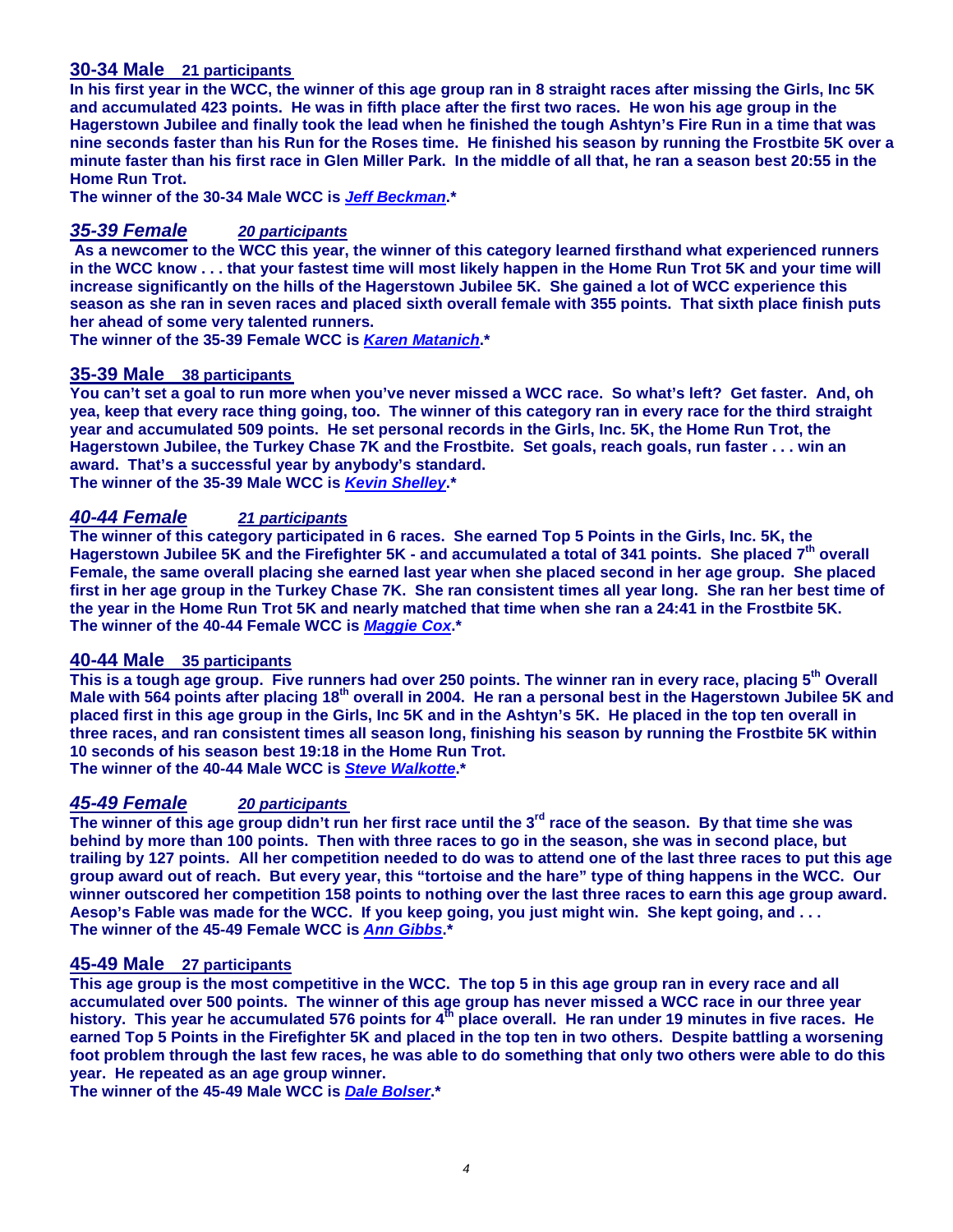## 30-34 Male **21 participants**

**In his first year in the WCC, the winner of this age group ran in 8 straight races after missing the Girls, Inc 5K and accumulated 423 points. He was in fifth place after the first two races. He won his age group in the Hagerstown Jubilee and finally took the lead when he finished the tough Ashtyn's Fire Run in a time that was nine seconds faster than his Run for the Roses time. He finished his season by running the Frostbite 5K over a minute faster than his first race in Glen Miller Park. In the middle of all that, he ran a season best 20:55 in the Home Run Trot.**

**The winner of the 30-34 Male WCC is *Jeff Beckman*.***

## *35-39 Female* ***20 participants***

**As a newcomer to the WCC this year, the winner of this category learned firsthand what experienced runners in the WCC know . . . that your fastest time will most likely happen in the Home Run Trot 5K and your time will increase significantly on the hills of the Hagerstown Jubilee 5K. She gained a lot of WCC experience this season as she ran in seven races and placed sixth overall female with 355 points. That sixth place finish puts her ahead of some very talented runners.**

**The winner of the 35-39 Female WCC is *Karen Matanich*.***

## 35-39 Male **38 participants**

**You can't set a goal to run more when you've never missed a WCC race. So what's left? Get faster. And, oh yea, keep that every race thing going, too. The winner of this category ran in every race for the third straight year and accumulated 509 points. He set personal records in the Girls, Inc. 5K, the Home Run Trot, the Hagerstown Jubilee, the Turkey Chase 7K and the Frostbite. Set goals, reach goals, run faster . . . win an award. That's a successful year by anybody's standard.**

**The winner of the 35-39 Male WCC is *Kevin Shelley*.***

## *40-44 Female* ***21 participants***

**The winner of this category participated in 6 races. She earned Top 5 Points in the Girls, Inc. 5K, the Hagerstown Jubilee 5K and the Firefighter 5K - and accumulated a total of 341 points. She placed 7th overall Female, the same overall placing she earned last year when she placed second in her age group. She placed first in her age group in the Turkey Chase 7K. She ran consistent times all year long. She ran her best time of the year in the Home Run Trot 5K and nearly matched that time when she ran a 24:41 in the Frostbite 5K.**

**The winner of the 40-44 Female WCC is *Maggie Cox*.***

## 40-44 Male **35 participants**

**This is a tough age group. Five runners had over 250 points. The winner ran in every race, placing 5th Overall Male with 564 points after placing 18th overall in 2004. He ran a personal best in the Hagerstown Jubilee 5K and placed first in this age group in the Girls, Inc 5K and in the Ashtyn's 5K. He placed in the top ten overall in three races, and ran consistent times all season long, finishing his season by running the Frostbite 5K within 10 seconds of his season best 19:18 in the Home Run Trot.**

**The winner of the 40-44 Male WCC is *Steve Walkotte*.***

## *45-49 Female* ***20 participants***

**The winner of this age group didn't run her first race until the 3rd race of the season. By that time she was behind by more than 100 points. Then with three races to go in the season, she was in second place, but trailing by 127 points. All her competition needed to do was to attend one of the last three races to put this age group award out of reach. But every year, this "tortoise and the hare" type of thing happens in the WCC. Our winner outscored her competition 158 points to nothing over the last three races to earn this age group award. Aesop's Fable was made for the WCC. If you keep going, you just might win. She kept going, and . . .**

**The winner of the 45-49 Female WCC is *Ann Gibbs*.***

## 45-49 Male **27 participants**

**This age group is the most competitive in the WCC. The top 5 in this age group ran in every race and all accumulated over 500 points. The winner of this age group has never missed a WCC race in our three year history. This year he accumulated 576 points for 4th place overall. He ran under 19 minutes in five races. He earned Top 5 Points in the Firefighter 5K and placed in the top ten in two others. Despite battling a worsening foot problem through the last few races, he was able to do something that only two others were able to do this year. He repeated as an age group winner.**

**The winner of the 45-49 Male WCC is *Dale Bolser*.***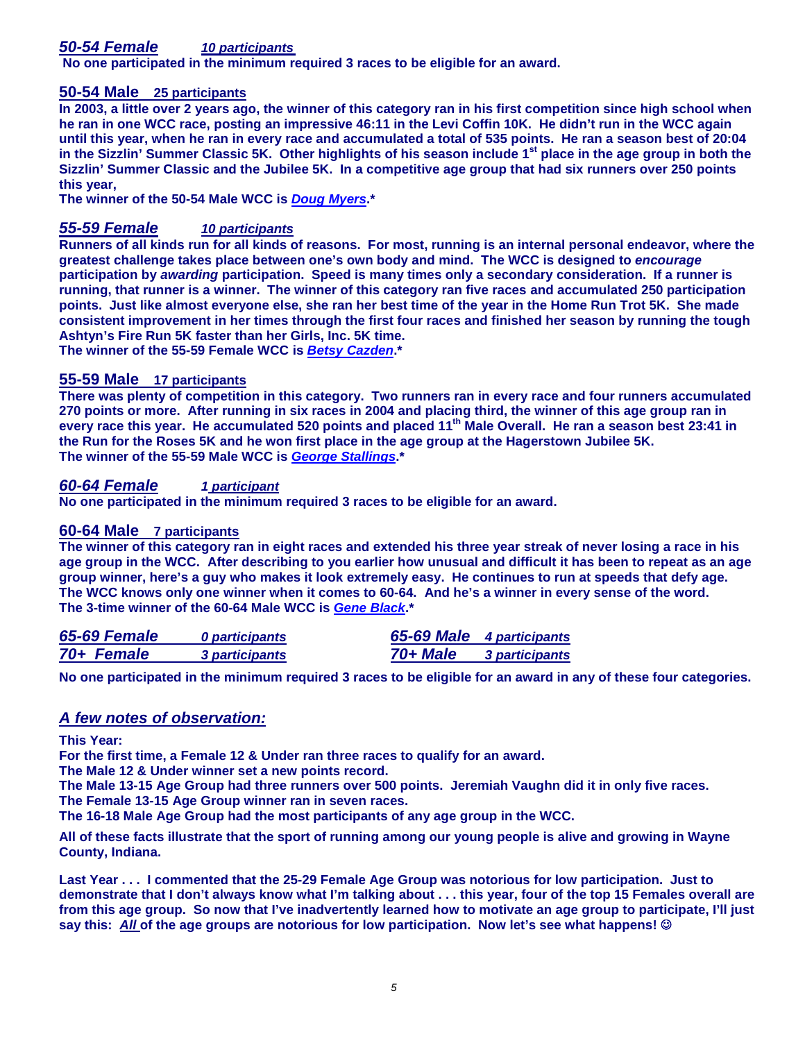## *50-54 Female* *10 participants*

**No one participated in the minimum required 3 races to be eligible for an award.**

## 50-54 Male 25 participants

**In 2003, a little over 2 years ago, the winner of this category ran in his first competition since high school when he ran in one WCC race, posting an impressive 46:11 in the Levi Coffin 10K. He didn't run in the WCC again until this year, when he ran in every race and accumulated a total of 535 points. He ran a season best of 20:04 in the Sizzlin' Summer Classic 5K. Other highlights of his season include 1st place in the age group in both the Sizzlin' Summer Classic and the Jubilee 5K. In a competitive age group that had six runners over 250 points this year,**

**The winner of the 50-54 Male WCC is *Doug Myers*.\***

## *55-59 Female* *10 participants*

**Runners of all kinds run for all kinds of reasons. For most, running is an internal personal endeavor, where the greatest challenge takes place between one's own body and mind. The WCC is designed to *encourage* participation by *awarding* participation. Speed is many times only a secondary consideration. If a runner is running, that runner is a winner. The winner of this category ran five races and accumulated 250 participation points. Just like almost everyone else, she ran her best time of the year in the Home Run Trot 5K. She made consistent improvement in her times through the first four races and finished her season by running the tough Ashtyn's Fire Run 5K faster than her Girls, Inc. 5K time.**

**The winner of the 55-59 Female WCC is *Betsy Cazden*.\***

## 55-59 Male 17 participants

**There was plenty of competition in this category. Two runners ran in every race and four runners accumulated 270 points or more. After running in six races in 2004 and placing third, the winner of this age group ran in every race this year. He accumulated 520 points and placed 11th Male Overall. He ran a season best 23:41 in the Run for the Roses 5K and he won first place in the age group at the Hagerstown Jubilee 5K.**

**The winner of the 55-59 Male WCC is *George Stallings*.\***

## *60-64 Female* *1 participant*

**No one participated in the minimum required 3 races to be eligible for an award.**

## 60-64 Male 7 participants

**The winner of this category ran in eight races and extended his three year streak of never losing a race in his age group in the WCC. After describing to you earlier how unusual and difficult it has been to repeat as an age group winner, here's a guy who makes it look extremely easy. He continues to run at speeds that defy age. The WCC knows only one winner when it comes to 60-64. And he's a winner in every sense of the word.**

**The 3-time winner of the 60-64 Male WCC is *Gene Black*.\***

## *65-69 Female* *0 participants*

## *70+ Female* *3 participants*

## *65-69 Male* *4 participants*

## *70+ Male* *3 participants*

**No one participated in the minimum required 3 races to be eligible for an award in any of these four categories.**

## *A few notes of observation:*

**This Year:**

**For the first time, a Female 12 & Under ran three races to qualify for an award.**
**The Male 12 & Under winner set a new points record.**
**The Male 13-15 Age Group had three runners over 500 points. Jeremiah Vaughn did it in only five races.**
**The Female 13-15 Age Group winner ran in seven races.**
**The 16-18 Male Age Group had the most participants of any age group in the WCC.**

**All of these facts illustrate that the sport of running among our young people is alive and growing in Wayne County, Indiana.**

**Last Year . . . I commented that the 25-29 Female Age Group was notorious for low participation. Just to demonstrate that I don't always know what I'm talking about . . . this year, four of the top 15 Females overall are from this age group. So now that I've inadvertently learned how to motivate an age group to participate, I'll just say this: *All* of the age groups are notorious for low participation. Now let's see what happens! ☺**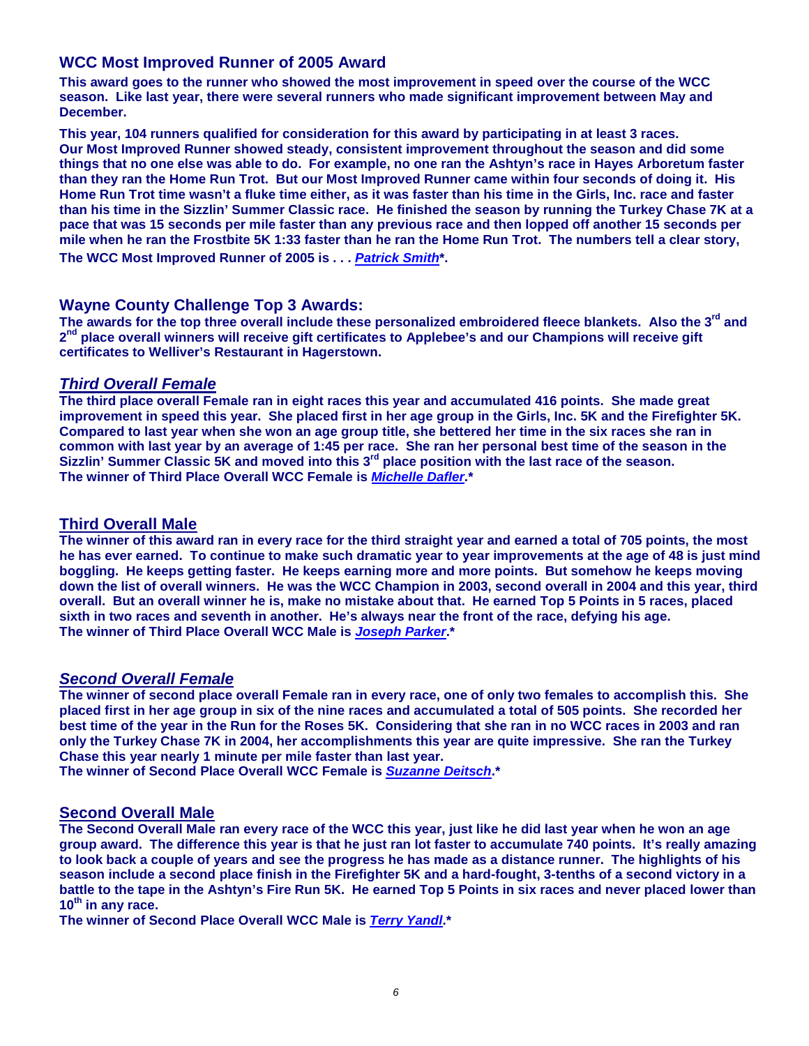## WCC Most Improved Runner of 2005 Award

**This award goes to the runner who showed the most improvement in speed over the course of the WCC season. Like last year, there were several runners who made significant improvement between May and December.**

**This year, 104 runners qualified for consideration for this award by participating in at least 3 races. Our Most Improved Runner showed steady, consistent improvement throughout the season and did some things that no one else was able to do. For example, no one ran the Ashtyn's race in Hayes Arboretum faster than they ran the Home Run Trot. But our Most Improved Runner came within four seconds of doing it. His Home Run Trot time wasn't a fluke time either, as it was faster than his time in the Girls, Inc. race and faster than his time in the Sizzlin' Summer Classic race. He finished the season by running the Turkey Chase 7K at a pace that was 15 seconds per mile faster than any previous race and then lopped off another 15 seconds per mile when he ran the Frostbite 5K 1:33 faster than he ran the Home Run Trot. The numbers tell a clear story, The WCC Most Improved Runner of 2005 is . . . *Patrick Smith*\*.**

## Wayne County Challenge Top 3 Awards:

**The awards for the top three overall include these personalized embroidered fleece blankets. Also the 3rd and 2nd place overall winners will receive gift certificates to Applebee's and our Champions will receive gift certificates to Welliver's Restaurant in Hagerstown.**

### *Third Overall Female*

**The third place overall Female ran in eight races this year and accumulated 416 points. She made great improvement in speed this year. She placed first in her age group in the Girls, Inc. 5K and the Firefighter 5K. Compared to last year when she won an age group title, she bettered her time in the six races she ran in common with last year by an average of 1:45 per race. She ran her personal best time of the season in the Sizzlin' Summer Classic 5K and moved into this 3rd place position with the last race of the season.**
**The winner of Third Place Overall WCC Female is *Michelle Dafler*.\***

### Third Overall Male

**The winner of this award ran in every race for the third straight year and earned a total of 705 points, the most he has ever earned. To continue to make such dramatic year to year improvements at the age of 48 is just mind boggling. He keeps getting faster. He keeps earning more and more points. But somehow he keeps moving down the list of overall winners. He was the WCC Champion in 2003, second overall in 2004 and this year, third overall. But an overall winner he is, make no mistake about that. He earned Top 5 Points in 5 races, placed sixth in two races and seventh in another. He's always near the front of the race, defying his age.**
**The winner of Third Place Overall WCC Male is *Joseph Parker*.\***

### *Second Overall Female*

**The winner of second place overall Female ran in every race, one of only two females to accomplish this. She placed first in her age group in six of the nine races and accumulated a total of 505 points. She recorded her best time of the year in the Run for the Roses 5K. Considering that she ran in no WCC races in 2003 and ran only the Turkey Chase 7K in 2004, her accomplishments this year are quite impressive. She ran the Turkey Chase this year nearly 1 minute per mile faster than last year.**
**The winner of Second Place Overall WCC Female is *Suzanne Deitsch*.\***

### Second Overall Male

**The Second Overall Male ran every race of the WCC this year, just like he did last year when he won an age group award. The difference this year is that he just ran lot faster to accumulate 740 points. It's really amazing to look back a couple of years and see the progress he has made as a distance runner. The highlights of his season include a second place finish in the Firefighter 5K and a hard-fought, 3-tenths of a second victory in a battle to the tape in the Ashtyn's Fire Run 5K. He earned Top 5 Points in six races and never placed lower than 10th in any race.**
**The winner of Second Place Overall WCC Male is *Terry Yandl*.\***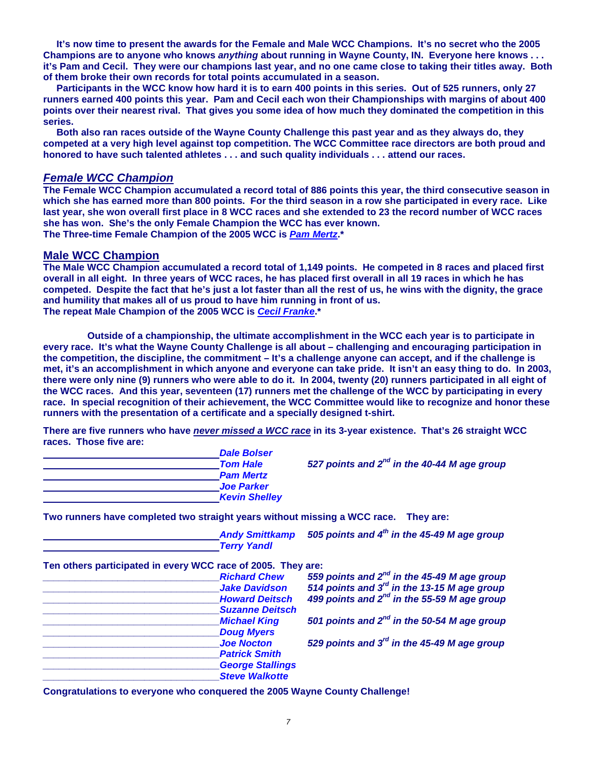**It's now time to present the awards for the Female and Male WCC Champions. It's no secret who the 2005 Champions are to anyone who knows *anything* about running in Wayne County, IN. Everyone here knows . . . it's Pam and Cecil. They were our champions last year, and no one came close to taking their titles away. Both of them broke their own records for total points accumulated in a season.**

**Participants in the WCC know how hard it is to earn 400 points in this series. Out of 525 runners, only 27 runners earned 400 points this year. Pam and Cecil each won their Championships with margins of about 400 points over their nearest rival. That gives you some idea of how much they dominated the competition in this series.**

**Both also ran races outside of the Wayne County Challenge this past year and as they always do, they competed at a very high level against top competition. The WCC Committee race directors are both proud and honored to have such talented athletes . . . and such quality individuals . . . attend our races.**

## *Female WCC Champion*

**The Female WCC Champion accumulated a record total of 886 points this year, the third consecutive season in which she has earned more than 800 points. For the third season in a row she participated in every race. Like last year, she won overall first place in 8 WCC races and she extended to 23 the record number of WCC races she has won. She's the only Female Champion the WCC has ever known.**
**The Three-time Female Champion of the 2005 WCC is *Pam Mertz*.***

## Male WCC Champion

**The Male WCC Champion accumulated a record total of 1,149 points. He competed in 8 races and placed first overall in all eight. In three years of WCC races, he has placed first overall in all 19 races in which he has competed. Despite the fact that he's just a lot faster than all the rest of us, he wins with the dignity, the grace and humility that makes all of us proud to have him running in front of us.**
**The repeat Male Champion of the 2005 WCC is *Cecil Franke*.***

**Outside of a championship, the ultimate accomplishment in the WCC each year is to participate in every race. It's what the Wayne County Challenge is all about – challenging and encouraging participation in the competition, the discipline, the commitment – It's a challenge anyone can accept, and if the challenge is met, it's an accomplishment in which anyone and everyone can take pride. It isn't an easy thing to do. In 2003, there were only nine (9) runners who were able to do it. In 2004, twenty (20) runners participated in all eight of the WCC races. And this year, seventeen (17) runners met the challenge of the WCC by participating in every race. In special recognition of their achievement, the WCC Committee would like to recognize and honor these runners with the presentation of a certificate and a specially designed t-shirt.**

**There are five runners who have *never missed a WCC race* in its 3-year existence. That's 26 straight WCC races. Those five are:**

| | | |
|---|---|---|
| ______________________ | ***Dale Bolser*** | |
| ______________________ | ***Tom Hale*** | *527 points and 2nd in the 40-44 M age group* |
| ______________________ | ***Pam Mertz*** | |
| ______________________ | ***Joe Parker*** | |
| ______________________ | ***Kevin Shelley*** | |

**Two runners have completed two straight years without missing a WCC race. They are:**

| | | |
|---|---|---|
| ______________________ | ***Andy Smittkamp*** | *505 points and 4th in the 45-49 M age group* |
| ______________________ | ***Terry Yandl*** | |

**Ten others participated in every WCC race of 2005. They are:**

| | | |
|---|---|---|
| ______________________ | ***Richard Chew*** | *559 points and 2nd in the 45-49 M age group* |
| ______________________ | ***Jake Davidson*** | *514 points and 3rd in the 13-15 M age group* |
| ______________________ | ***Howard Deitsch*** | *499 points and 2nd in the 55-59 M age group* |
| ______________________ | ***Suzanne Deitsch*** | |
| ______________________ | ***Michael King*** | *501 points and 2nd in the 50-54 M age group* |
| ______________________ | ***Doug Myers*** | |
| ______________________ | ***Joe Nocton*** | *529 points and 3rd in the 45-49 M age group* |
| ______________________ | ***Patrick Smith*** | |
| ______________________ | ***George Stallings*** | |
| ______________________ | ***Steve Walkotte*** | |

**Congratulations to everyone who conquered the 2005 Wayne County Challenge!**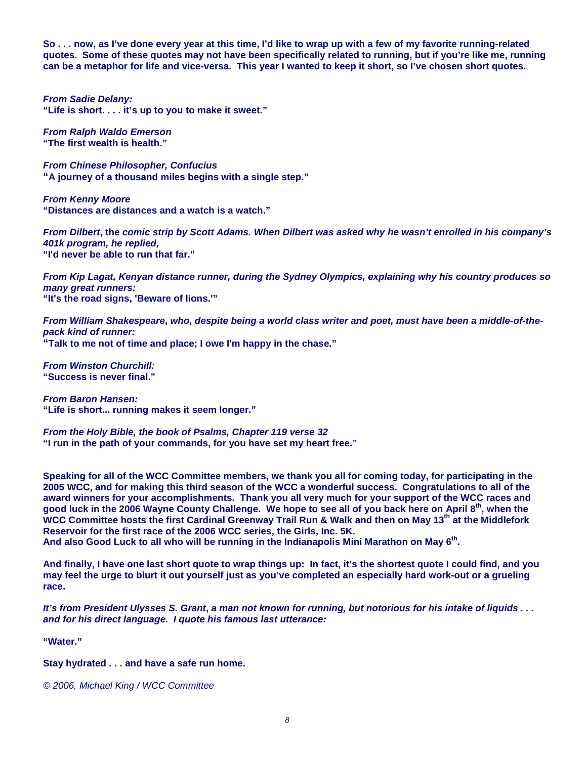**So . . . now, as I've done every year at this time, I'd like to wrap up with a few of my favorite running-related quotes. Some of these quotes may not have been specifically related to running, but if you're like me, running can be a metaphor for life and vice-versa. This year I wanted to keep it short, so I've chosen short quotes.**

***From Sadie Delany:***
**"Life is short. . . . it's up to you to make it sweet."**

***From Ralph Waldo Emerson***
**"The first wealth is health."**

***From Chinese Philosopher, Confucius***
**"A journey of a thousand miles begins with a single step."**

***From Kenny Moore***
**"Distances are distances and a watch is a watch."**

***From Dilbert*, the *comic strip by Scott Adams. When Dilbert was asked why he wasn't enrolled in his company's 401k program, he replied,***
**"I'd never be able to run that far."**

***From Kip Lagat, Kenyan distance runner, during the Sydney Olympics, explaining why his country produces so many great runners:***
**"It's the road signs, 'Beware of lions.'"**

***From William Shakespeare*, *who, despite being a world class writer and poet, must have been a middle-of-the-pack kind of runner:***
**"Talk to me not of time and place; I owe I'm happy in the chase."**

***From Winston Churchill:***
**"Success is never final."**

***From Baron Hansen:***
**"Life is short... running makes it seem longer."**

***From the Holy Bible, the book of Psalms, Chapter 119 verse 32***
**"I run in the path of your commands, for you have set my heart free."**

**Speaking for all of the WCC Committee members, we thank you all for coming today, for participating in the 2005 WCC, and for making this third season of the WCC a wonderful success. Congratulations to all of the award winners for your accomplishments. Thank you all very much for your support of the WCC races and good luck in the 2006 Wayne County Challenge. We hope to see all of you back here on April 8th, when the WCC Committee hosts the first Cardinal Greenway Trail Run & Walk and then on May 13th at the Middlefork Reservoir for the first race of the 2006 WCC series, the Girls, Inc. 5K.**
**And also Good Luck to all who will be running in the Indianapolis Mini Marathon on May 6th.**

**And finally, I have one last short quote to wrap things up: In fact, it's the shortest quote I could find, and you may feel the urge to blurt it out yourself just as you've completed an especially hard work-out or a grueling race.**

***It's from President Ulysses S. Grant*, *a man not known for running, but notorious for his intake of liquids . . . and for his direct language. I quote his famous last utterance:***

**"Water."**

**Stay hydrated . . . and have a safe run home.**

*© 2006, Michael King / WCC Committee*